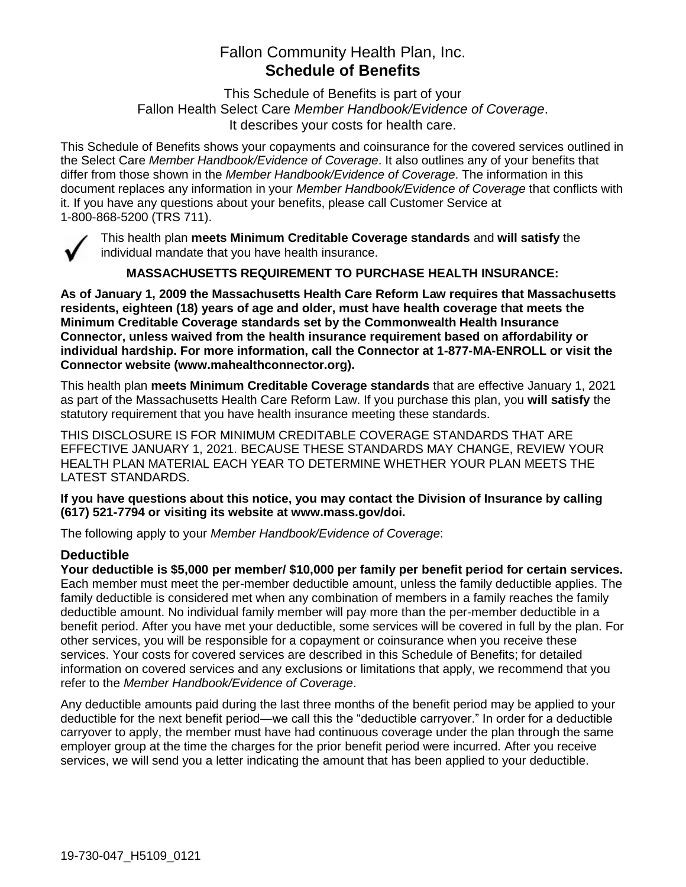# Fallon Community Health Plan, Inc.
# **Schedule of Benefits**

This Schedule of Benefits is part of your
Fallon Health Select Care *Member Handbook/Evidence of Coverage*.
It describes your costs for health care.

This Schedule of Benefits shows your copayments and coinsurance for the covered services outlined in the Select Care *Member Handbook/Evidence of Coverage*. It also outlines any of your benefits that differ from those shown in the *Member Handbook/Evidence of Coverage*. The information in this document replaces any information in your *Member Handbook/Evidence of Coverage* that conflicts with it. If you have any questions about your benefits, please call Customer Service at 1-800-868-5200 (TRS 711).

✓ This health plan **meets Minimum Creditable Coverage standards** and **will satisfy** the individual mandate that you have health insurance.

**MASSACHUSETTS REQUIREMENT TO PURCHASE HEALTH INSURANCE:**

**As of January 1, 2009 the Massachusetts Health Care Reform Law requires that Massachusetts residents, eighteen (18) years of age and older, must have health coverage that meets the Minimum Creditable Coverage standards set by the Commonwealth Health Insurance Connector, unless waived from the health insurance requirement based on affordability or individual hardship. For more information, call the Connector at 1-877-MA-ENROLL or visit the Connector website (www.mahealthconnector.org).**

This health plan **meets Minimum Creditable Coverage standards** that are effective January 1, 2021 as part of the Massachusetts Health Care Reform Law. If you purchase this plan, you **will satisfy** the statutory requirement that you have health insurance meeting these standards.

THIS DISCLOSURE IS FOR MINIMUM CREDITABLE COVERAGE STANDARDS THAT ARE EFFECTIVE JANUARY 1, 2021. BECAUSE THESE STANDARDS MAY CHANGE, REVIEW YOUR HEALTH PLAN MATERIAL EACH YEAR TO DETERMINE WHETHER YOUR PLAN MEETS THE LATEST STANDARDS.

**If you have questions about this notice, you may contact the Division of Insurance by calling (617) 521-7794 or visiting its website at www.mass.gov/doi.**

The following apply to your *Member Handbook/Evidence of Coverage*:

## Deductible

**Your deductible is $5,000 per member/ $10,000 per family per benefit period for certain services.** Each member must meet the per-member deductible amount, unless the family deductible applies. The family deductible is considered met when any combination of members in a family reaches the family deductible amount. No individual family member will pay more than the per-member deductible in a benefit period. After you have met your deductible, some services will be covered in full by the plan. For other services, you will be responsible for a copayment or coinsurance when you receive these services. Your costs for covered services are described in this Schedule of Benefits; for detailed information on covered services and any exclusions or limitations that apply, we recommend that you refer to the *Member Handbook/Evidence of Coverage*.

Any deductible amounts paid during the last three months of the benefit period may be applied to your deductible for the next benefit period—we call this the "deductible carryover." In order for a deductible carryover to apply, the member must have had continuous coverage under the plan through the same employer group at the time the charges for the prior benefit period were incurred. After you receive services, we will send you a letter indicating the amount that has been applied to your deductible.

19-730-047_H5109_0121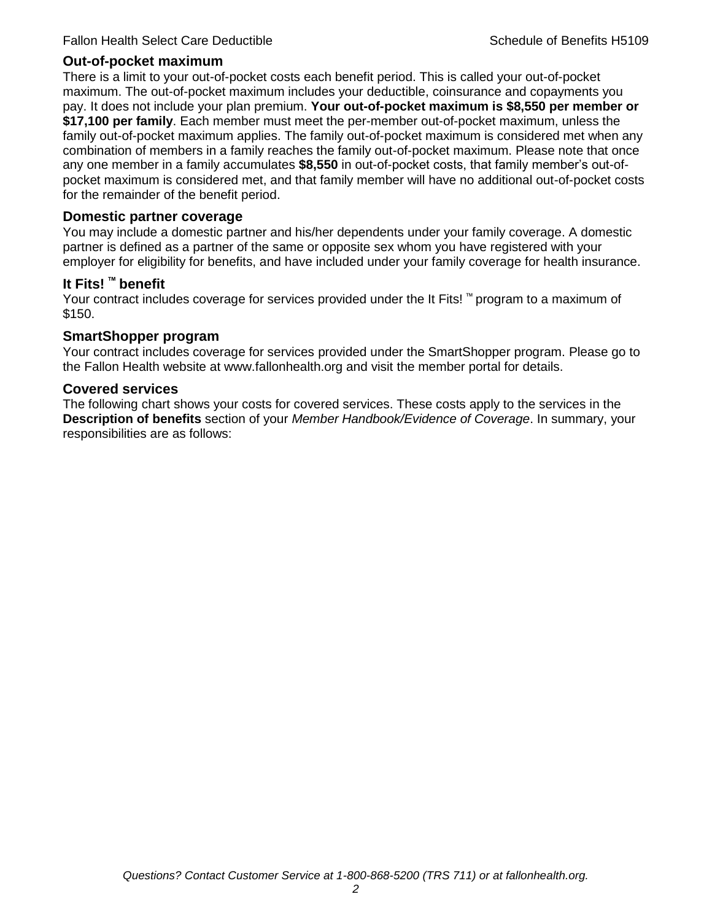## Out-of-pocket maximum

There is a limit to your out-of-pocket costs each benefit period. This is called your out-of-pocket maximum. The out-of-pocket maximum includes your deductible, coinsurance and copayments you pay. It does not include your plan premium. **Your out-of-pocket maximum is $8,550 per member or $17,100 per family**. Each member must meet the per-member out-of-pocket maximum, unless the family out-of-pocket maximum applies. The family out-of-pocket maximum is considered met when any combination of members in a family reaches the family out-of-pocket maximum. Please note that once any one member in a family accumulates **$8,550** in out-of-pocket costs, that family member's out-of-pocket maximum is considered met, and that family member will have no additional out-of-pocket costs for the remainder of the benefit period.

## Domestic partner coverage

You may include a domestic partner and his/her dependents under your family coverage. A domestic partner is defined as a partner of the same or opposite sex whom you have registered with your employer for eligibility for benefits, and have included under your family coverage for health insurance.

## It Fits! ™ benefit

Your contract includes coverage for services provided under the It Fits! ™ program to a maximum of $150.

## SmartShopper program

Your contract includes coverage for services provided under the SmartShopper program. Please go to the Fallon Health website at www.fallonhealth.org and visit the member portal for details.

## Covered services

The following chart shows your costs for covered services. These costs apply to the services in the **Description of benefits** section of your *Member Handbook/Evidence of Coverage*. In summary, your responsibilities are as follows: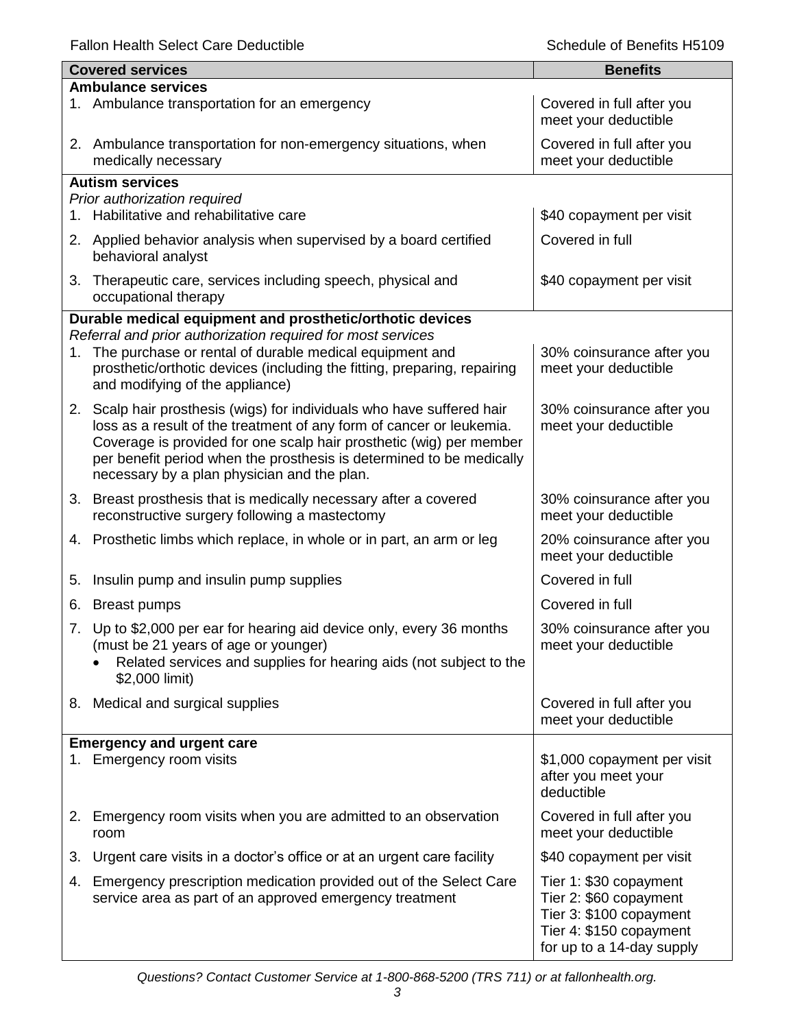| Covered services | Benefits |
|---|---|
| **Ambulance services** | |
| 1. Ambulance transportation for an emergency | Covered in full after you meet your deductible |
| 2. Ambulance transportation for non-emergency situations, when medically necessary | Covered in full after you meet your deductible |
| **Autism services** *Prior authorization required* | |
| 1. Habilitative and rehabilitative care | \$40 copayment per visit |
| 2. Applied behavior analysis when supervised by a board certified behavioral analyst | Covered in full |
| 3. Therapeutic care, services including speech, physical and occupational therapy | \$40 copayment per visit |
| **Durable medical equipment and prosthetic/orthotic devices** *Referral and prior authorization required for most services* | |
| 1. The purchase or rental of durable medical equipment and prosthetic/orthotic devices (including the fitting, preparing, repairing and modifying of the appliance) | 30% coinsurance after you meet your deductible |
| 2. Scalp hair prosthesis (wigs) for individuals who have suffered hair loss as a result of the treatment of any form of cancer or leukemia. Coverage is provided for one scalp hair prosthetic (wig) per member per benefit period when the prosthesis is determined to be medically necessary by a plan physician and the plan. | 30% coinsurance after you meet your deductible |
| 3. Breast prosthesis that is medically necessary after a covered reconstructive surgery following a mastectomy | 30% coinsurance after you meet your deductible |
| 4. Prosthetic limbs which replace, in whole or in part, an arm or leg | 20% coinsurance after you meet your deductible |
| 5. Insulin pump and insulin pump supplies | Covered in full |
| 6. Breast pumps | Covered in full |
| 7. Up to \$2,000 per ear for hearing aid device only, every 36 months (must be 21 years of age or younger) <br>• Related services and supplies for hearing aids (not subject to the \$2,000 limit) | 30% coinsurance after you meet your deductible |
| 8. Medical and surgical supplies | Covered in full after you meet your deductible |
| **Emergency and urgent care** | |
| 1. Emergency room visits | \$1,000 copayment per visit after you meet your deductible |
| 2. Emergency room visits when you are admitted to an observation room | Covered in full after you meet your deductible |
| 3. Urgent care visits in a doctor's office or at an urgent care facility | \$40 copayment per visit |
| 4. Emergency prescription medication provided out of the Select Care service area as part of an approved emergency treatment | Tier 1: \$30 copayment<br>Tier 2: \$60 copayment<br>Tier 3: \$100 copayment<br>Tier 4: \$150 copayment<br>for up to a 14-day supply |

*Questions? Contact Customer Service at 1-800-868-5200 (TRS 711) or at fallonhealth.org.*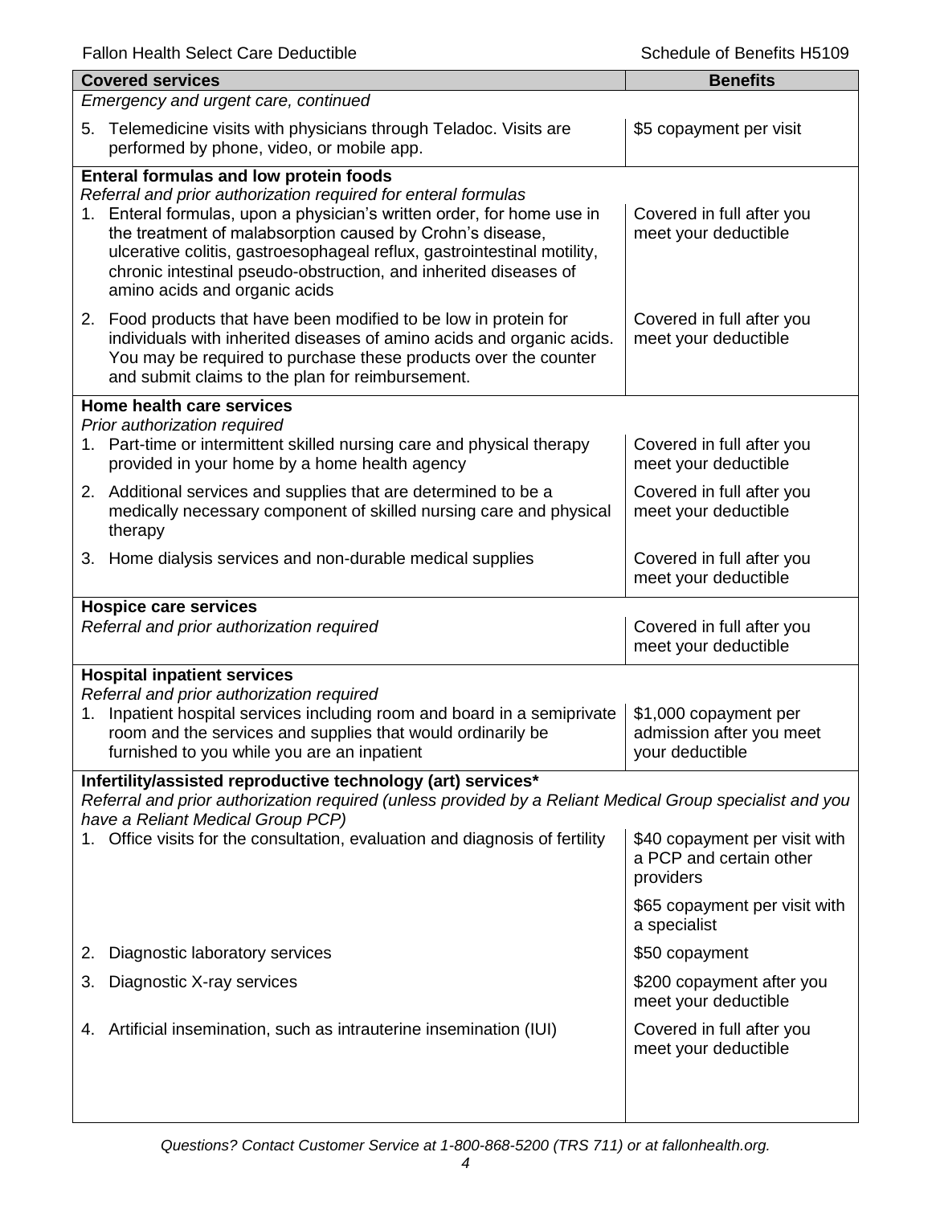| Covered services | Benefits |
|---|---|
| *Emergency and urgent care, continued* | |
| 5. Telemedicine visits with physicians through Teladoc. Visits are performed by phone, video, or mobile app. | $5 copayment per visit |
| **Enteral formulas and low protein foods** *Referral and prior authorization required for enteral formulas* | |
| 1. Enteral formulas, upon a physician's written order, for home use in the treatment of malabsorption caused by Crohn's disease, ulcerative colitis, gastroesophageal reflux, gastrointestinal motility, chronic intestinal pseudo-obstruction, and inherited diseases of amino acids and organic acids | Covered in full after you meet your deductible |
| 2. Food products that have been modified to be low in protein for individuals with inherited diseases of amino acids and organic acids. You may be required to purchase these products over the counter and submit claims to the plan for reimbursement. | Covered in full after you meet your deductible |
| **Home health care services** *Prior authorization required* | |
| 1. Part-time or intermittent skilled nursing care and physical therapy provided in your home by a home health agency | Covered in full after you meet your deductible |
| 2. Additional services and supplies that are determined to be a medically necessary component of skilled nursing care and physical therapy | Covered in full after you meet your deductible |
| 3. Home dialysis services and non-durable medical supplies | Covered in full after you meet your deductible |
| **Hospice care services** *Referral and prior authorization required* | Covered in full after you meet your deductible |
| **Hospital inpatient services** *Referral and prior authorization required* | |
| 1. Inpatient hospital services including room and board in a semiprivate room and the services and supplies that would ordinarily be furnished to you while you are an inpatient | $1,000 copayment per admission after you meet your deductible |
| **Infertility/assisted reproductive technology (art) services*** *Referral and prior authorization required (unless provided by a Reliant Medical Group specialist and you have a Reliant Medical Group PCP)* | |
| 1. Office visits for the consultation, evaluation and diagnosis of fertility | $40 copayment per visit with a PCP and certain other providers<br><br>$65 copayment per visit with a specialist |
| 2. Diagnostic laboratory services | $50 copayment |
| 3. Diagnostic X-ray services | $200 copayment after you meet your deductible |
| 4. Artificial insemination, such as intrauterine insemination (IUI) | Covered in full after you meet your deductible |

*Questions? Contact Customer Service at 1-800-868-5200 (TRS 711) or at fallonhealth.org.*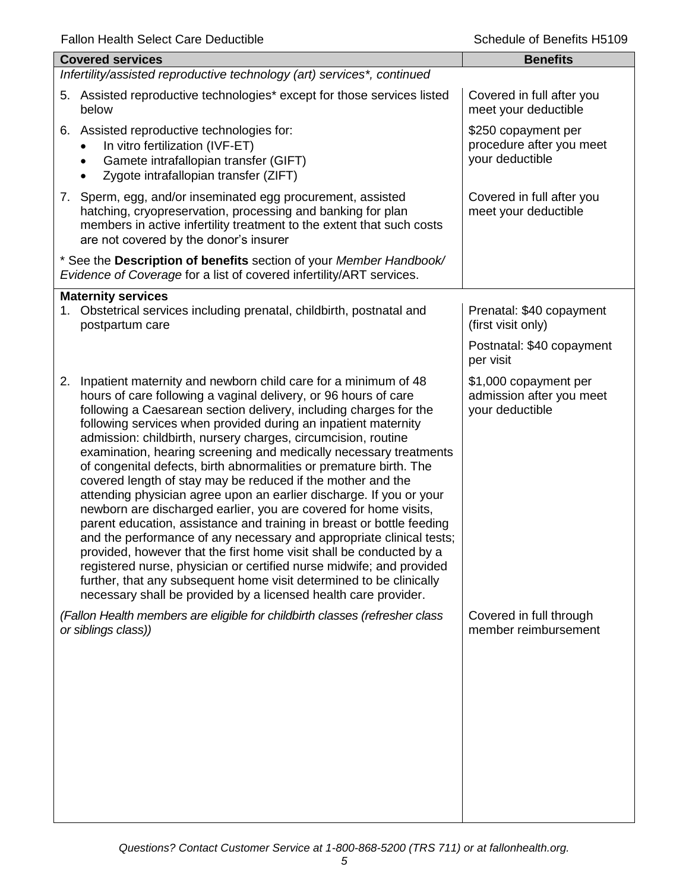| Covered services | Benefits |
|---|---|
| *Infertility/assisted reproductive technology (art) services\*, continued* | |
| 5. Assisted reproductive technologies* except for those services listed below | Covered in full after you meet your deductible |
| 6. Assisted reproductive technologies for:<br>• In vitro fertilization (IVF-ET)<br>• Gamete intrafallopian transfer (GIFT)<br>• Zygote intrafallopian transfer (ZIFT) | $250 copayment per procedure after you meet your deductible |
| 7. Sperm, egg, and/or inseminated egg procurement, assisted hatching, cryopreservation, processing and banking for plan members in active infertility treatment to the extent that such costs are not covered by the donor's insurer | Covered in full after you meet your deductible |
| * See the **Description of benefits** section of your *Member Handbook/ Evidence of Coverage* for a list of covered infertility/ART services. | |
| **Maternity services** | |
| 1. Obstetrical services including prenatal, childbirth, postnatal and postpartum care | Prenatal: $40 copayment (first visit only)<br><br>Postnatal: $40 copayment per visit |
| 2. Inpatient maternity and newborn child care for a minimum of 48 hours of care following a vaginal delivery, or 96 hours of care following a Caesarean section delivery, including charges for the following services when provided during an inpatient maternity admission: childbirth, nursery charges, circumcision, routine examination, hearing screening and medically necessary treatments of congenital defects, birth abnormalities or premature birth. The covered length of stay may be reduced if the mother and the attending physician agree upon an earlier discharge. If you or your newborn are discharged earlier, you are covered for home visits, parent education, assistance and training in breast or bottle feeding and the performance of any necessary and appropriate clinical tests; provided, however that the first home visit shall be conducted by a registered nurse, physician or certified nurse midwife; and provided further, that any subsequent home visit determined to be clinically necessary shall be provided by a licensed health care provider. | $1,000 copayment per admission after you meet your deductible |
| *(Fallon Health members are eligible for childbirth classes (refresher class or siblings class))* | Covered in full through member reimbursement |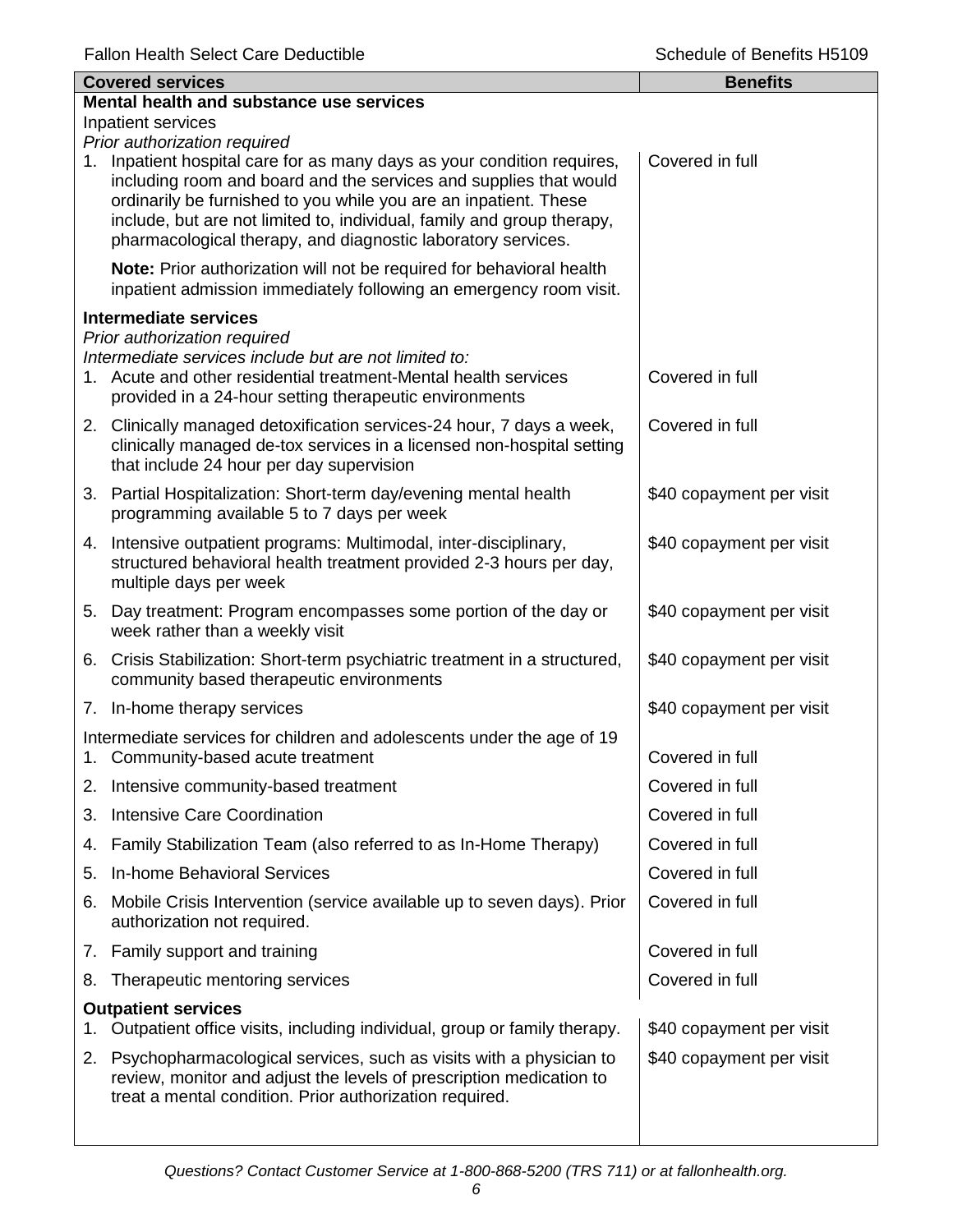| Covered services | Benefits |
|---|---|
| **Mental health and substance use services** | |
| Inpatient services | |
| *Prior authorization required* | |
| 1. Inpatient hospital care for as many days as your condition requires, including room and board and the services and supplies that would ordinarily be furnished to you while you are an inpatient. These include, but are not limited to, individual, family and group therapy, pharmacological therapy, and diagnostic laboratory services. | Covered in full |
| **Note:** Prior authorization will not be required for behavioral health inpatient admission immediately following an emergency room visit. | |
| **Intermediate services** | |
| *Prior authorization required* | |
| *Intermediate services include but are not limited to:* | |
| 1. Acute and other residential treatment-Mental health services provided in a 24-hour setting therapeutic environments | Covered in full |
| 2. Clinically managed detoxification services-24 hour, 7 days a week, clinically managed de-tox services in a licensed non-hospital setting that include 24 hour per day supervision | Covered in full |
| 3. Partial Hospitalization: Short-term day/evening mental health programming available 5 to 7 days per week | $40 copayment per visit |
| 4. Intensive outpatient programs: Multimodal, inter-disciplinary, structured behavioral health treatment provided 2-3 hours per day, multiple days per week | $40 copayment per visit |
| 5. Day treatment: Program encompasses some portion of the day or week rather than a weekly visit | $40 copayment per visit |
| 6. Crisis Stabilization: Short-term psychiatric treatment in a structured, community based therapeutic environments | $40 copayment per visit |
| 7. In-home therapy services | $40 copayment per visit |
| Intermediate services for children and adolescents under the age of 19 | |
| 1. Community-based acute treatment | Covered in full |
| 2. Intensive community-based treatment | Covered in full |
| 3. Intensive Care Coordination | Covered in full |
| 4. Family Stabilization Team (also referred to as In-Home Therapy) | Covered in full |
| 5. In-home Behavioral Services | Covered in full |
| 6. Mobile Crisis Intervention (service available up to seven days). Prior authorization not required. | Covered in full |
| 7. Family support and training | Covered in full |
| 8. Therapeutic mentoring services | Covered in full |
| **Outpatient services** | |
| 1. Outpatient office visits, including individual, group or family therapy. | $40 copayment per visit |
| 2. Psychopharmacological services, such as visits with a physician to review, monitor and adjust the levels of prescription medication to treat a mental condition. Prior authorization required. | $40 copayment per visit |

*Questions? Contact Customer Service at 1-800-868-5200 (TRS 711) or at fallonhealth.org.*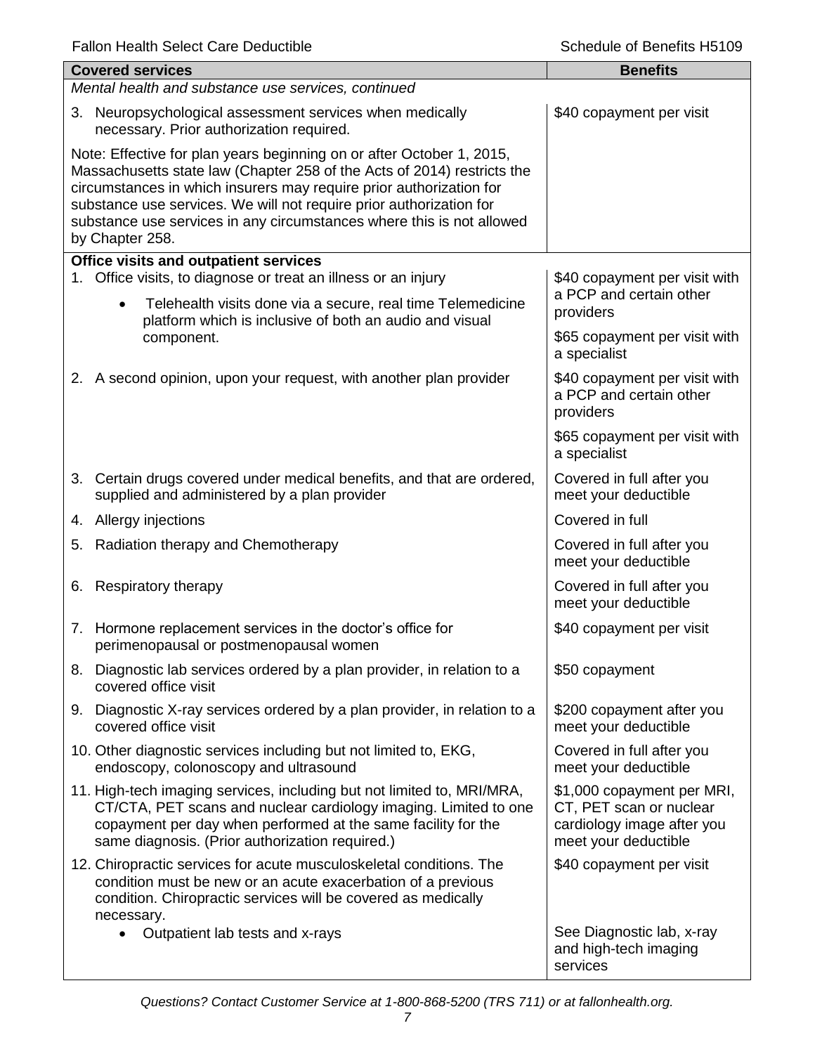| Covered services | Benefits |
|---|---|
| *Mental health and substance use services, continued* | |
| 3. Neuropsychological assessment services when medically necessary. Prior authorization required. | $40 copayment per visit |
| Note: Effective for plan years beginning on or after October 1, 2015, Massachusetts state law (Chapter 258 of the Acts of 2014) restricts the circumstances in which insurers may require prior authorization for substance use services. We will not require prior authorization for substance use services in any circumstances where this is not allowed by Chapter 258. | |
| **Office visits and outpatient services** | |
| 1. Office visits, to diagnose or treat an illness or an injury<br>• Telehealth visits done via a secure, real time Telemedicine platform which is inclusive of both an audio and visual component. | $40 copayment per visit with a PCP and certain other providers<br><br>$65 copayment per visit with a specialist |
| 2. A second opinion, upon your request, with another plan provider | $40 copayment per visit with a PCP and certain other providers<br><br>$65 copayment per visit with a specialist |
| 3. Certain drugs covered under medical benefits, and that are ordered, supplied and administered by a plan provider | Covered in full after you meet your deductible |
| 4. Allergy injections | Covered in full |
| 5. Radiation therapy and Chemotherapy | Covered in full after you meet your deductible |
| 6. Respiratory therapy | Covered in full after you meet your deductible |
| 7. Hormone replacement services in the doctor's office for perimenopausal or postmenopausal women | $40 copayment per visit |
| 8. Diagnostic lab services ordered by a plan provider, in relation to a covered office visit | $50 copayment |
| 9. Diagnostic X-ray services ordered by a plan provider, in relation to a covered office visit | $200 copayment after you meet your deductible |
| 10. Other diagnostic services including but not limited to, EKG, endoscopy, colonoscopy and ultrasound | Covered in full after you meet your deductible |
| 11. High-tech imaging services, including but not limited to, MRI/MRA, CT/CTA, PET scans and nuclear cardiology imaging. Limited to one copayment per day when performed at the same facility for the same diagnosis. (Prior authorization required.) | $1,000 copayment per MRI, CT, PET scan or nuclear cardiology image after you meet your deductible |
| 12. Chiropractic services for acute musculoskeletal conditions. The condition must be new or an acute exacerbation of a previous condition. Chiropractic services will be covered as medically necessary.<br>• Outpatient lab tests and x-rays | $40 copayment per visit<br><br>See Diagnostic lab, x-ray and high-tech imaging services |

*Questions? Contact Customer Service at 1-800-868-5200 (TRS 711) or at fallonhealth.org.*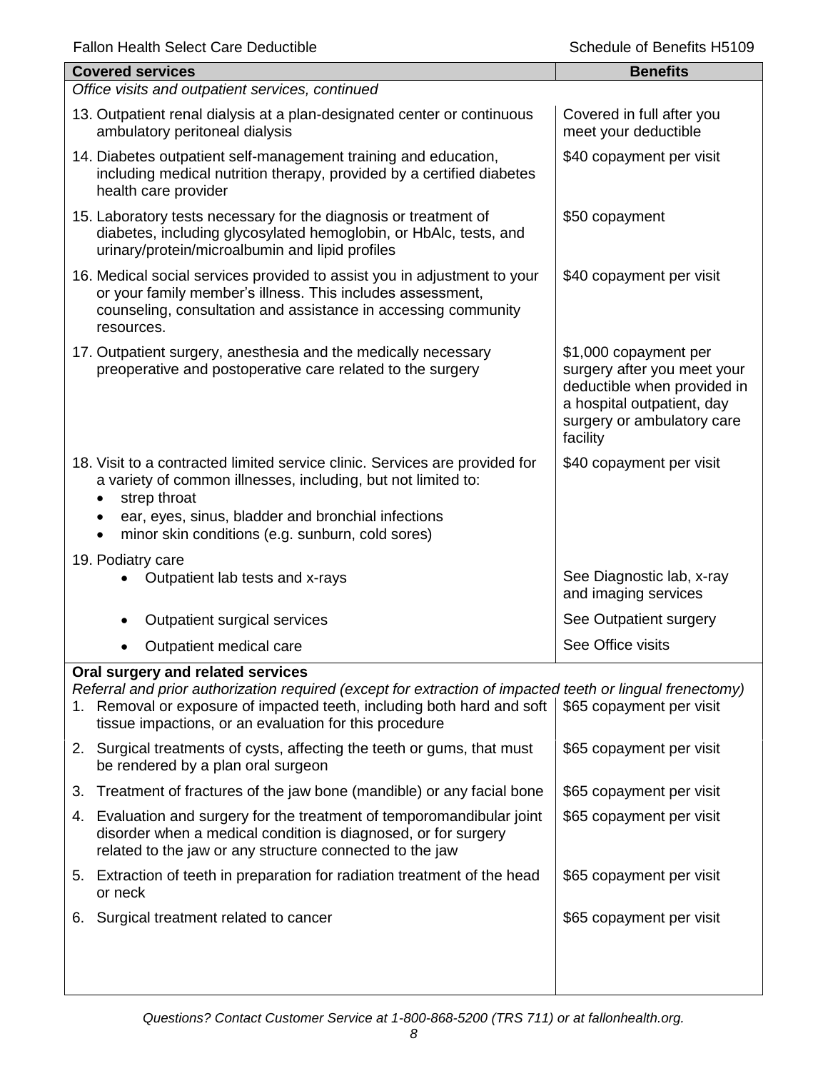| Covered services | Benefits |
|---|---|
| *Office visits and outpatient services, continued* | |
| 13. Outpatient renal dialysis at a plan-designated center or continuous ambulatory peritoneal dialysis | Covered in full after you meet your deductible |
| 14. Diabetes outpatient self-management training and education, including medical nutrition therapy, provided by a certified diabetes health care provider | $40 copayment per visit |
| 15. Laboratory tests necessary for the diagnosis or treatment of diabetes, including glycosylated hemoglobin, or HbAlc, tests, and urinary/protein/microalbumin and lipid profiles | $50 copayment |
| 16. Medical social services provided to assist you in adjustment to your or your family member's illness. This includes assessment, counseling, consultation and assistance in accessing community resources. | $40 copayment per visit |
| 17. Outpatient surgery, anesthesia and the medically necessary preoperative and postoperative care related to the surgery | $1,000 copayment per surgery after you meet your deductible when provided in a hospital outpatient, day surgery or ambulatory care facility |
| 18. Visit to a contracted limited service clinic. Services are provided for a variety of common illnesses, including, but not limited to:<br>• strep throat<br>• ear, eyes, sinus, bladder and bronchial infections<br>• minor skin conditions (e.g. sunburn, cold sores) | $40 copayment per visit |
| 19. Podiatry care | |
| • Outpatient lab tests and x-rays | See Diagnostic lab, x-ray and imaging services |
| • Outpatient surgical services | See Outpatient surgery |
| • Outpatient medical care | See Office visits |
| **Oral surgery and related services**<br>*Referral and prior authorization required (except for extraction of impacted teeth or lingual frenectomy)* | |
| 1. Removal or exposure of impacted teeth, including both hard and soft tissue impactions, or an evaluation for this procedure | $65 copayment per visit |
| 2. Surgical treatments of cysts, affecting the teeth or gums, that must be rendered by a plan oral surgeon | $65 copayment per visit |
| 3. Treatment of fractures of the jaw bone (mandible) or any facial bone | $65 copayment per visit |
| 4. Evaluation and surgery for the treatment of temporomandibular joint disorder when a medical condition is diagnosed, or for surgery related to the jaw or any structure connected to the jaw | $65 copayment per visit |
| 5. Extraction of teeth in preparation for radiation treatment of the head or neck | $65 copayment per visit |
| 6. Surgical treatment related to cancer | $65 copayment per visit |

*Questions? Contact Customer Service at 1-800-868-5200 (TRS 711) or at fallonhealth.org.*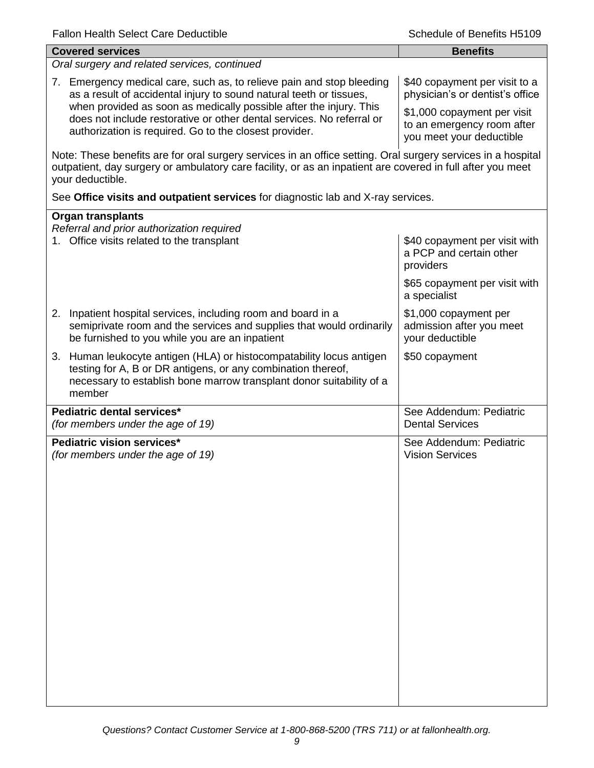| Covered services | Benefits |
|---|---|
| *Oral surgery and related services, continued* | |
| 7. Emergency medical care, such as, to relieve pain and stop bleeding as a result of accidental injury to sound natural teeth or tissues, when provided as soon as medically possible after the injury. This does not include restorative or other dental services. No referral or authorization is required. Go to the closest provider. | $40 copayment per visit to a physician's or dentist's office<br><br>$1,000 copayment per visit to an emergency room after you meet your deductible |
| Note: These benefits are for oral surgery services in an office setting. Oral surgery services in a hospital outpatient, day surgery or ambulatory care facility, or as an inpatient are covered in full after you meet your deductible.<br><br>See **Office visits and outpatient services** for diagnostic lab and X-ray services. | |
| **Organ transplants**<br>*Referral and prior authorization required* | |
| 1. Office visits related to the transplant | $40 copayment per visit with a PCP and certain other providers<br><br>$65 copayment per visit with a specialist |
| 2. Inpatient hospital services, including room and board in a semiprivate room and the services and supplies that would ordinarily be furnished to you while you are an inpatient | $1,000 copayment per admission after you meet your deductible |
| 3. Human leukocyte antigen (HLA) or histocompatability locus antigen testing for A, B or DR antigens, or any combination thereof, necessary to establish bone marrow transplant donor suitability of a member | $50 copayment |
| **Pediatric dental services***<br>*(for members under the age of 19)* | See Addendum: Pediatric Dental Services |
| **Pediatric vision services***<br>*(for members under the age of 19)* | See Addendum: Pediatric Vision Services |

*Questions? Contact Customer Service at 1-800-868-5200 (TRS 711) or at fallonhealth.org.*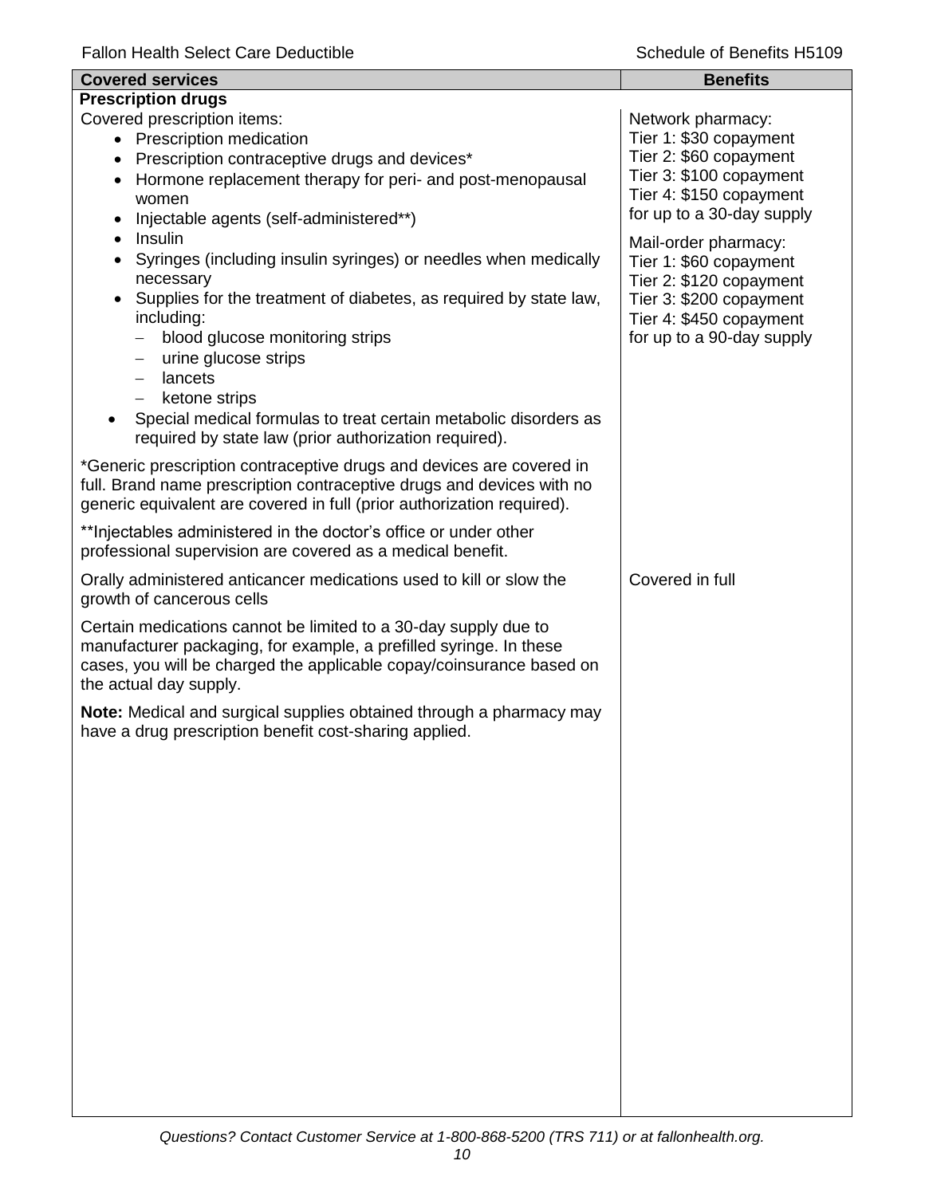| Covered services | Benefits |
| --- | --- |
| **Prescription drugs** | |
| Covered prescription items:<br>• Prescription medication<br>• Prescription contraceptive drugs and devices*<br>• Hormone replacement therapy for peri- and post-menopausal women<br>• Injectable agents (self-administered**)<br>• Insulin<br>• Syringes (including insulin syringes) or needles when medically necessary<br>• Supplies for the treatment of diabetes, as required by state law, including:<br>– blood glucose monitoring strips<br>– urine glucose strips<br>– lancets<br>– ketone strips<br>• Special medical formulas to treat certain metabolic disorders as required by state law (prior authorization required).<br><br>*Generic prescription contraceptive drugs and devices are covered in full. Brand name prescription contraceptive drugs and devices with no generic equivalent are covered in full (prior authorization required).<br><br>**Injectables administered in the doctor's office or under other professional supervision are covered as a medical benefit. | Network pharmacy:<br>Tier 1: $30 copayment<br>Tier 2: $60 copayment<br>Tier 3: $100 copayment<br>Tier 4: $150 copayment<br>for up to a 30-day supply<br><br>Mail-order pharmacy:<br>Tier 1: $60 copayment<br>Tier 2: $120 copayment<br>Tier 3: $200 copayment<br>Tier 4: $450 copayment<br>for up to a 90-day supply |
| Orally administered anticancer medications used to kill or slow the growth of cancerous cells<br><br>Certain medications cannot be limited to a 30-day supply due to manufacturer packaging, for example, a prefilled syringe. In these cases, you will be charged the applicable copay/coinsurance based on the actual day supply.<br><br>**Note:** Medical and surgical supplies obtained through a pharmacy may have a drug prescription benefit cost-sharing applied. | Covered in full |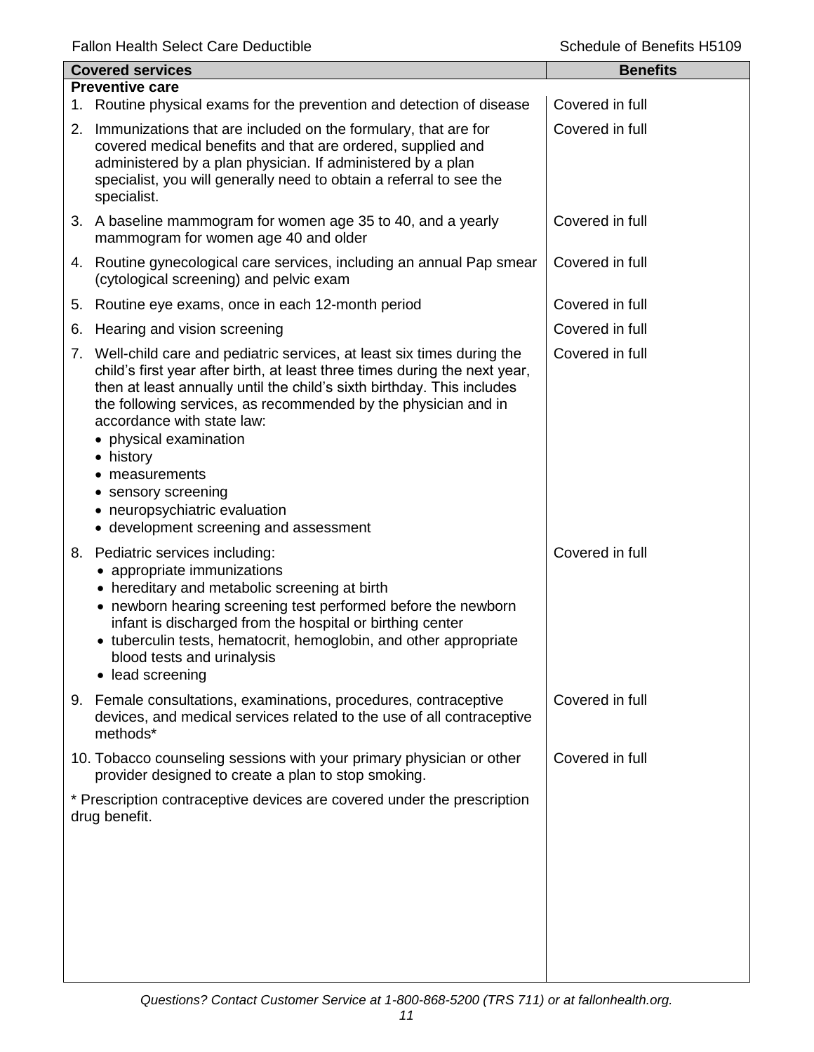| Covered services | Benefits |
|---|---|
| **Preventive care** | |
| 1. Routine physical exams for the prevention and detection of disease | Covered in full |
| 2. Immunizations that are included on the formulary, that are for covered medical benefits and that are ordered, supplied and administered by a plan physician. If administered by a plan specialist, you will generally need to obtain a referral to see the specialist. | Covered in full |
| 3. A baseline mammogram for women age 35 to 40, and a yearly mammogram for women age 40 and older | Covered in full |
| 4. Routine gynecological care services, including an annual Pap smear (cytological screening) and pelvic exam | Covered in full |
| 5. Routine eye exams, once in each 12-month period | Covered in full |
| 6. Hearing and vision screening | Covered in full |
| 7. Well-child care and pediatric services, at least six times during the child's first year after birth, at least three times during the next year, then at least annually until the child's sixth birthday. This includes the following services, as recommended by the physician and in accordance with state law:<br>• physical examination<br>• history<br>• measurements<br>• sensory screening<br>• neuropsychiatric evaluation<br>• development screening and assessment | Covered in full |
| 8. Pediatric services including:<br>• appropriate immunizations<br>• hereditary and metabolic screening at birth<br>• newborn hearing screening test performed before the newborn infant is discharged from the hospital or birthing center<br>• tuberculin tests, hematocrit, hemoglobin, and other appropriate blood tests and urinalysis<br>• lead screening | Covered in full |
| 9. Female consultations, examinations, procedures, contraceptive devices, and medical services related to the use of all contraceptive methods* | Covered in full |
| 10. Tobacco counseling sessions with your primary physician or other provider designed to create a plan to stop smoking. | Covered in full |
| * Prescription contraceptive devices are covered under the prescription drug benefit. | |

*Questions? Contact Customer Service at 1-800-868-5200 (TRS 711) or at fallonhealth.org.*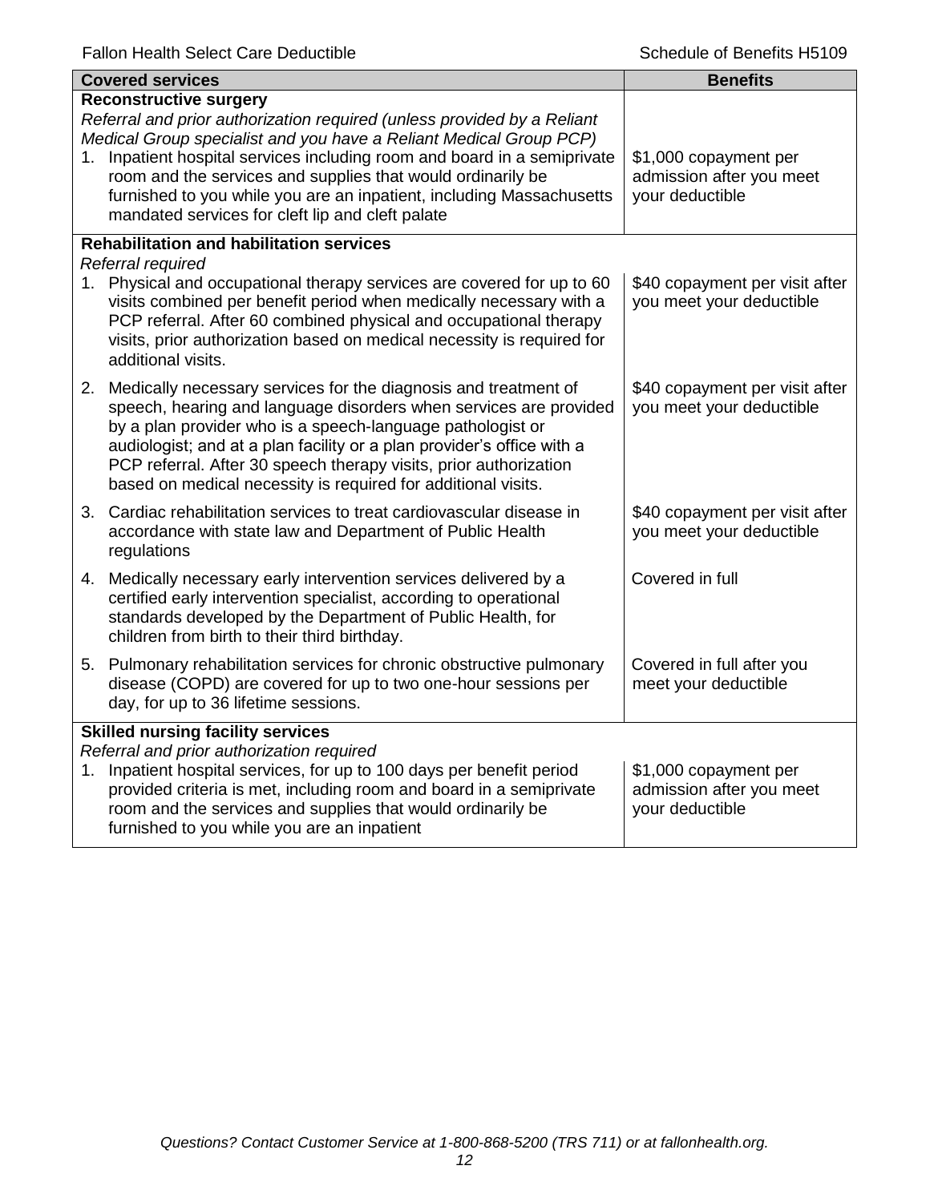| Covered services | Benefits |
|---|---|
| **Reconstructive surgery**<br>*Referral and prior authorization required (unless provided by a Reliant Medical Group specialist and you have a Reliant Medical Group PCP)*<br>1. Inpatient hospital services including room and board in a semiprivate room and the services and supplies that would ordinarily be furnished to you while you are an inpatient, including Massachusetts mandated services for cleft lip and cleft palate | $1,000 copayment per admission after you meet your deductible |
| **Rehabilitation and habilitation services**<br>*Referral required* | |
| 1. Physical and occupational therapy services are covered for up to 60 visits combined per benefit period when medically necessary with a PCP referral. After 60 combined physical and occupational therapy visits, prior authorization based on medical necessity is required for additional visits. | $40 copayment per visit after you meet your deductible |
| 2. Medically necessary services for the diagnosis and treatment of speech, hearing and language disorders when services are provided by a plan provider who is a speech-language pathologist or audiologist; and at a plan facility or a plan provider's office with a PCP referral. After 30 speech therapy visits, prior authorization based on medical necessity is required for additional visits. | $40 copayment per visit after you meet your deductible |
| 3. Cardiac rehabilitation services to treat cardiovascular disease in accordance with state law and Department of Public Health regulations | $40 copayment per visit after you meet your deductible |
| 4. Medically necessary early intervention services delivered by a certified early intervention specialist, according to operational standards developed by the Department of Public Health, for children from birth to their third birthday. | Covered in full |
| 5. Pulmonary rehabilitation services for chronic obstructive pulmonary disease (COPD) are covered for up to two one-hour sessions per day, for up to 36 lifetime sessions. | Covered in full after you meet your deductible |
| **Skilled nursing facility services**<br>*Referral and prior authorization required*<br>1. Inpatient hospital services, for up to 100 days per benefit period provided criteria is met, including room and board in a semiprivate room and the services and supplies that would ordinarily be furnished to you while you are an inpatient | $1,000 copayment per admission after you meet your deductible |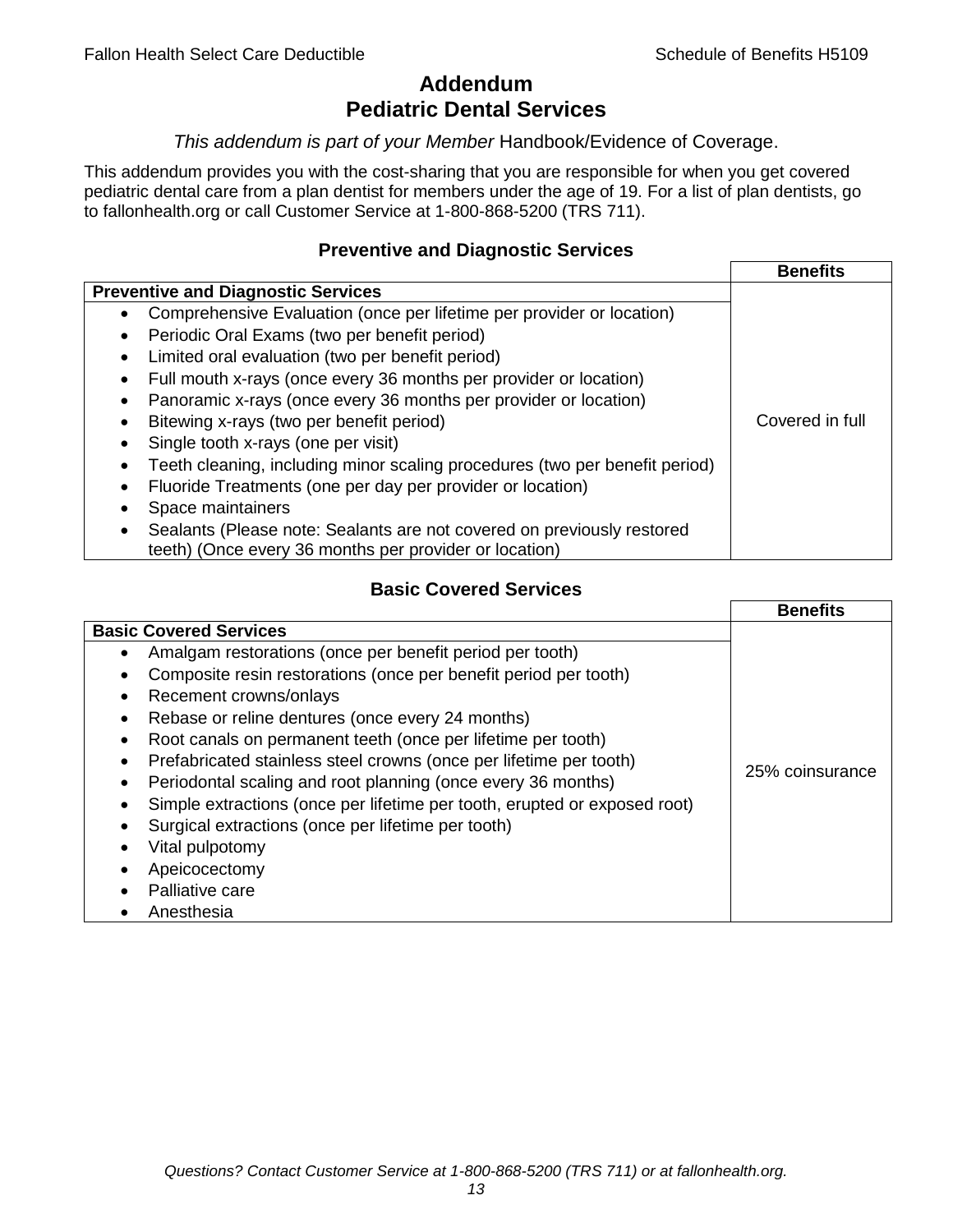# Addendum
# Pediatric Dental Services

*This addendum is part of your Member* Handbook/Evidence of Coverage.

This addendum provides you with the cost-sharing that you are responsible for when you get covered pediatric dental care from a plan dentist for members under the age of 19. For a list of plan dentists, go to fallonhealth.org or call Customer Service at 1-800-868-5200 (TRS 711).

### Preventive and Diagnostic Services

| **Preventive and Diagnostic Services** | **Benefits** |
|---|---|
| • Comprehensive Evaluation (once per lifetime per provider or location)<br>• Periodic Oral Exams (two per benefit period)<br>• Limited oral evaluation (two per benefit period)<br>• Full mouth x-rays (once every 36 months per provider or location)<br>• Panoramic x-rays (once every 36 months per provider or location)<br>• Bitewing x-rays (two per benefit period)<br>• Single tooth x-rays (one per visit)<br>• Teeth cleaning, including minor scaling procedures (two per benefit period)<br>• Fluoride Treatments (one per day per provider or location)<br>• Space maintainers<br>• Sealants (Please note: Sealants are not covered on previously restored teeth) (Once every 36 months per provider or location) | Covered in full |

### Basic Covered Services

| **Basic Covered Services** | **Benefits** |
|---|---|
| • Amalgam restorations (once per benefit period per tooth)<br>• Composite resin restorations (once per benefit period per tooth)<br>• Recement crowns/onlays<br>• Rebase or reline dentures (once every 24 months)<br>• Root canals on permanent teeth (once per lifetime per tooth)<br>• Prefabricated stainless steel crowns (once per lifetime per tooth)<br>• Periodontal scaling and root planning (once every 36 months)<br>• Simple extractions (once per lifetime per tooth, erupted or exposed root)<br>• Surgical extractions (once per lifetime per tooth)<br>• Vital pulpotomy<br>• Apeicocectomy<br>• Palliative care<br>• Anesthesia | 25% coinsurance |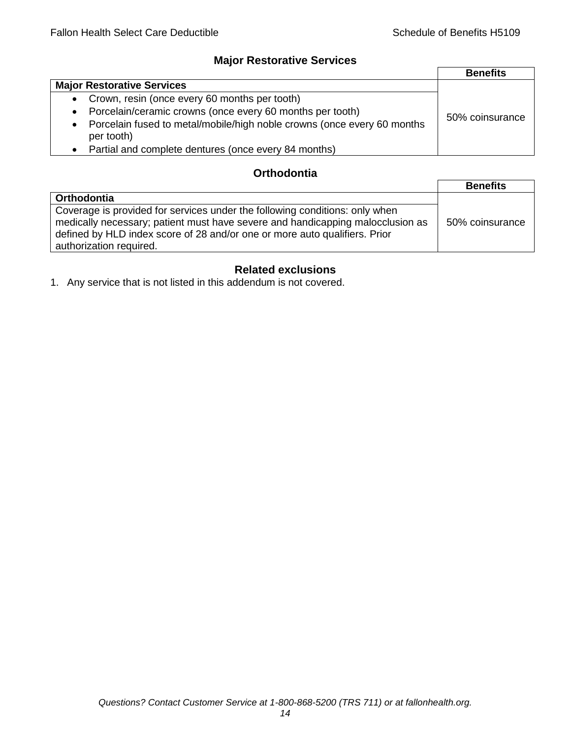## Major Restorative Services

| | Benefits |
|---|---|
| **Major Restorative Services** | 50% coinsurance |
| <ul><li>Crown, resin (once every 60 months per tooth)</li><li>Porcelain/ceramic crowns (once every 60 months per tooth)</li><li>Porcelain fused to metal/mobile/high noble crowns (once every 60 months per tooth)</li><li>Partial and complete dentures (once every 84 months)</li></ul> | |

## Orthodontia

| | Benefits |
|---|---|
| **Orthodontia** | 50% coinsurance |
| Coverage is provided for services under the following conditions: only when medically necessary; patient must have severe and handicapping malocclusion as defined by HLD index score of 28 and/or one or more auto qualifiers. Prior authorization required. | |

## Related exclusions

1. Any service that is not listed in this addendum is not covered.

*Questions? Contact Customer Service at 1-800-868-5200 (TRS 711) or at fallonhealth.org.*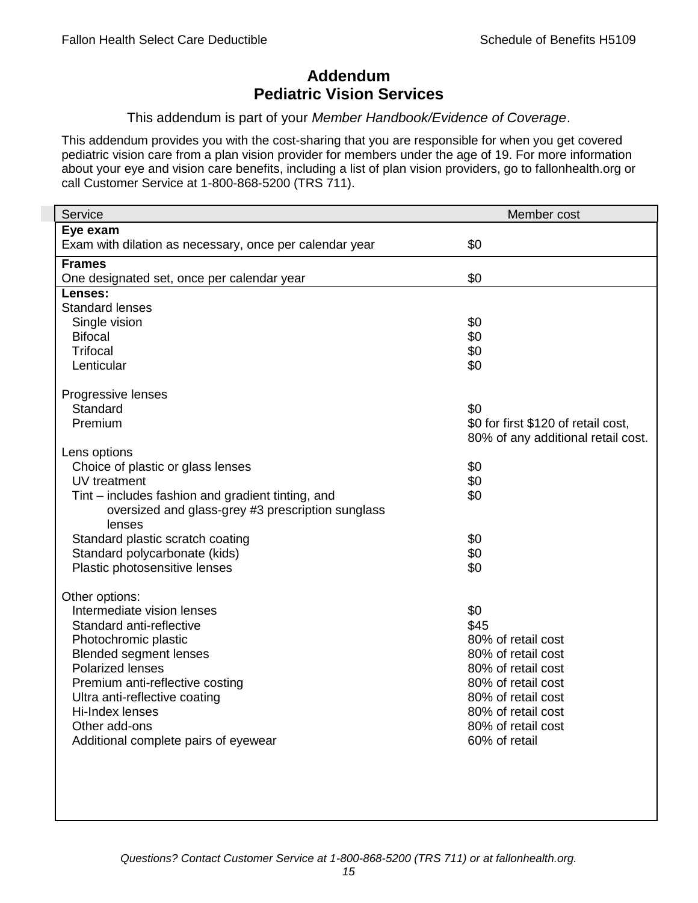# Addendum
# Pediatric Vision Services

This addendum is part of your *Member Handbook/Evidence of Coverage*.

This addendum provides you with the cost-sharing that you are responsible for when you get covered pediatric vision care from a plan vision provider for members under the age of 19. For more information about your eye and vision care benefits, including a list of plan vision providers, go to fallonhealth.org or call Customer Service at 1-800-868-5200 (TRS 711).

| Service | Member cost |
|---|---|
| **Eye exam** | |
| Exam with dilation as necessary, once per calendar year | $0 |
| **Frames** | |
| One designated set, once per calendar year | $0 |
| **Lenses:** | |
| Standard lenses | |
| Single vision | $0 |
| Bifocal | $0 |
| Trifocal | $0 |
| Lenticular | $0 |
| Progressive lenses | |
| Standard | $0 |
| Premium | $0 for first $120 of retail cost, 80% of any additional retail cost. |
| Lens options | |
| Choice of plastic or glass lenses | $0 |
| UV treatment | $0 |
| Tint – includes fashion and gradient tinting, and oversized and glass-grey #3 prescription sunglass lenses | $0 |
| Standard plastic scratch coating | $0 |
| Standard polycarbonate (kids) | $0 |
| Plastic photosensitive lenses | $0 |
| Other options: | |
| Intermediate vision lenses | $0 |
| Standard anti-reflective | $45 |
| Photochromic plastic | 80% of retail cost |
| Blended segment lenses | 80% of retail cost |
| Polarized lenses | 80% of retail cost |
| Premium anti-reflective costing | 80% of retail cost |
| Ultra anti-reflective coating | 80% of retail cost |
| Hi-Index lenses | 80% of retail cost |
| Other add-ons | 80% of retail cost |
| Additional complete pairs of eyewear | 60% of retail |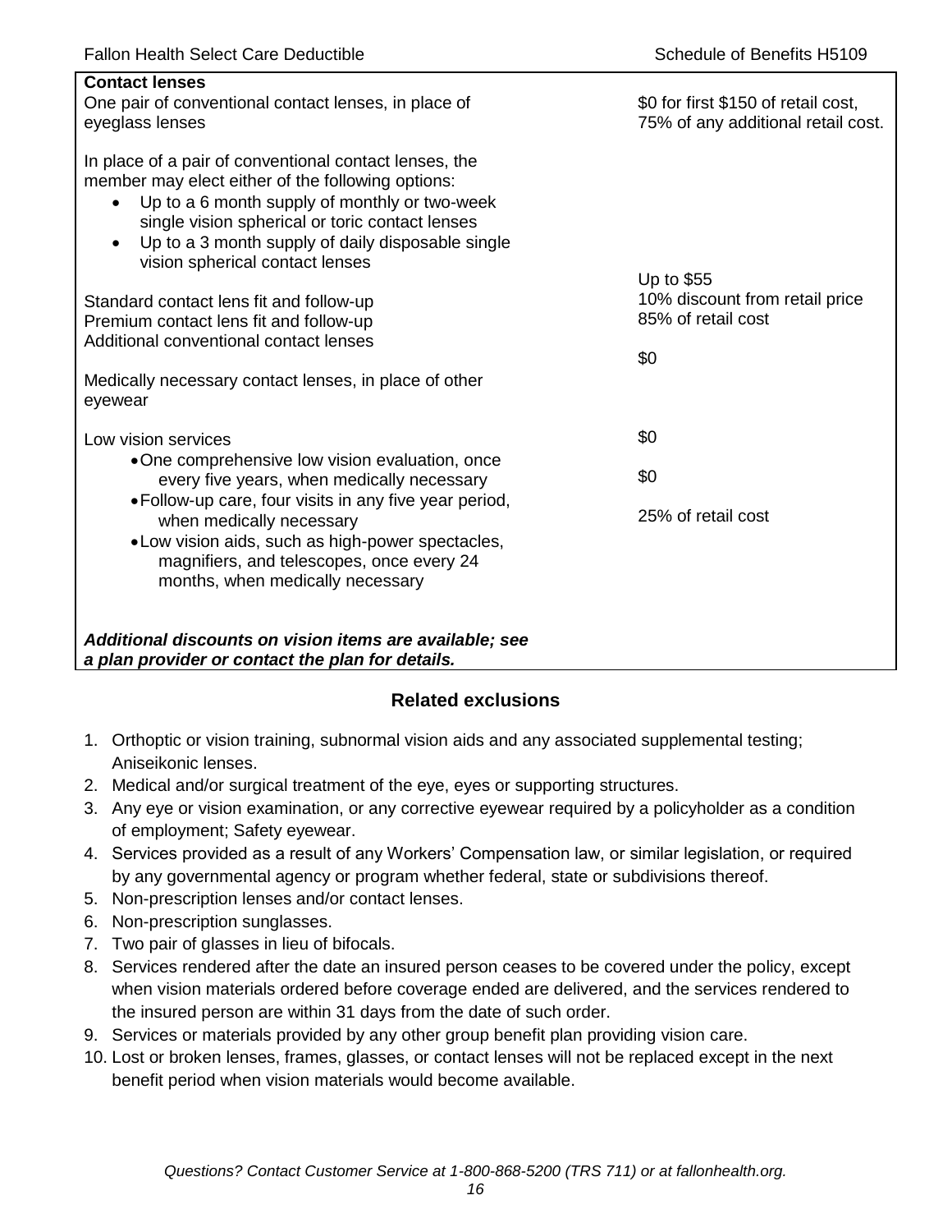| Contact lenses | |
|---|---|
| One pair of conventional contact lenses, in place of eyeglass lenses | $0 for first $150 of retail cost, 75% of any additional retail cost. |
| In place of a pair of conventional contact lenses, the member may elect either of the following options:<br>• Up to a 6 month supply of monthly or two-week single vision spherical or toric contact lenses<br>• Up to a 3 month supply of daily disposable single vision spherical contact lenses | |
| Standard contact lens fit and follow-up | Up to $55 |
| Premium contact lens fit and follow-up | 10% discount from retail price |
| Additional conventional contact lenses | 85% of retail cost |
| Medically necessary contact lenses, in place of other eyewear | $0 |
| Low vision services | |
| • One comprehensive low vision evaluation, once every five years, when medically necessary | $0 |
| • Follow-up care, four visits in any five year period, when medically necessary | $0 |
| • Low vision aids, such as high-power spectacles, magnifiers, and telescopes, once every 24 months, when medically necessary | 25% of retail cost |
| ***Additional discounts on vision items are available; see a plan provider or contact the plan for details.*** | |

## Related exclusions

1. Orthoptic or vision training, subnormal vision aids and any associated supplemental testing; Aniseikonic lenses.
2. Medical and/or surgical treatment of the eye, eyes or supporting structures.
3. Any eye or vision examination, or any corrective eyewear required by a policyholder as a condition of employment; Safety eyewear.
4. Services provided as a result of any Workers' Compensation law, or similar legislation, or required by any governmental agency or program whether federal, state or subdivisions thereof.
5. Non-prescription lenses and/or contact lenses.
6. Non-prescription sunglasses.
7. Two pair of glasses in lieu of bifocals.
8. Services rendered after the date an insured person ceases to be covered under the policy, except when vision materials ordered before coverage ended are delivered, and the services rendered to the insured person are within 31 days from the date of such order.
9. Services or materials provided by any other group benefit plan providing vision care.
10. Lost or broken lenses, frames, glasses, or contact lenses will not be replaced except in the next benefit period when vision materials would become available.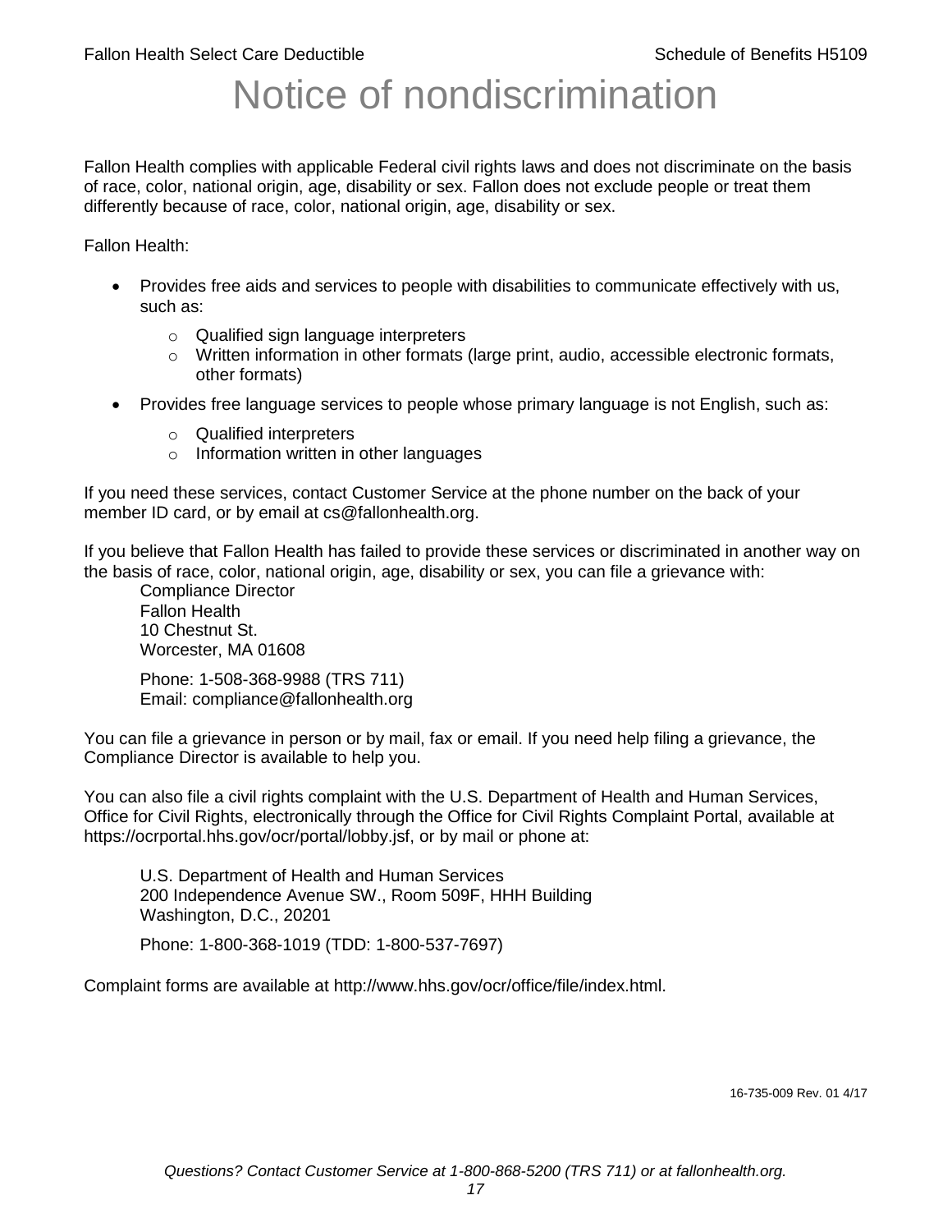# Notice of nondiscrimination

Fallon Health complies with applicable Federal civil rights laws and does not discriminate on the basis of race, color, national origin, age, disability or sex. Fallon does not exclude people or treat them differently because of race, color, national origin, age, disability or sex.

Fallon Health:

- Provides free aids and services to people with disabilities to communicate effectively with us, such as:
  - Qualified sign language interpreters
  - Written information in other formats (large print, audio, accessible electronic formats, other formats)
- Provides free language services to people whose primary language is not English, such as:
  - Qualified interpreters
  - Information written in other languages

If you need these services, contact Customer Service at the phone number on the back of your member ID card, or by email at cs@fallonhealth.org.

If you believe that Fallon Health has failed to provide these services or discriminated in another way on the basis of race, color, national origin, age, disability or sex, you can file a grievance with:

Compliance Director
Fallon Health
10 Chestnut St.
Worcester, MA 01608

Phone: 1-508-368-9988 (TRS 711)
Email: compliance@fallonhealth.org

You can file a grievance in person or by mail, fax or email. If you need help filing a grievance, the Compliance Director is available to help you.

You can also file a civil rights complaint with the U.S. Department of Health and Human Services, Office for Civil Rights, electronically through the Office for Civil Rights Complaint Portal, available at https://ocrportal.hhs.gov/ocr/portal/lobby.jsf, or by mail or phone at:

U.S. Department of Health and Human Services
200 Independence Avenue SW., Room 509F, HHH Building
Washington, D.C., 20201

Phone: 1-800-368-1019 (TDD: 1-800-537-7697)

Complaint forms are available at http://www.hhs.gov/ocr/office/file/index.html.

16-735-009 Rev. 01 4/17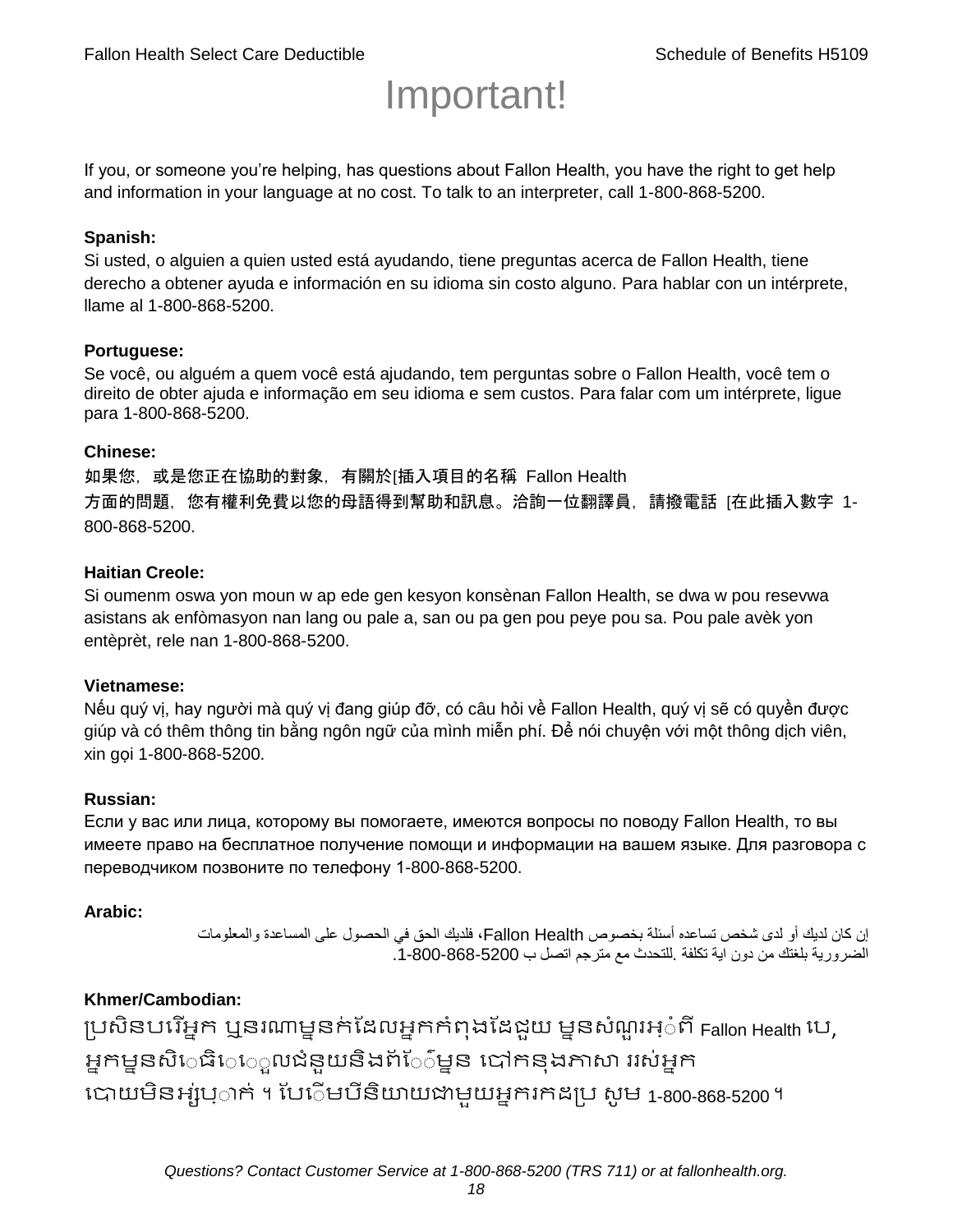# Important!

If you, or someone you're helping, has questions about Fallon Health, you have the right to get help and information in your language at no cost. To talk to an interpreter, call 1-800-868-5200.

**Spanish:**
Si usted, o alguien a quien usted está ayudando, tiene preguntas acerca de Fallon Health, tiene derecho a obtener ayuda e información en su idioma sin costo alguno. Para hablar con un intérprete, llame al 1-800-868-5200.

**Portuguese:**
Se você, ou alguém a quem você está ajudando, tem perguntas sobre o Fallon Health, você tem o direito de obter ajuda e informação em seu idioma e sem custos. Para falar com um intérprete, ligue para 1-800-868-5200.

**Chinese:**
如果您，或是您正在協助的對象，有關於[插入項目的名稱 Fallon Health 方面的問題，您有權利免費以您的母語得到幫助和訊息。洽詢一位翻譯員，請撥電話 [在此插入數字 1-800-868-5200.

**Haitian Creole:**
Si oumenm oswa yon moun w ap ede gen kesyon konsènan Fallon Health, se dwa w pou resevwa asistans ak enfòmasyon nan lang ou pale a, san ou pa gen pou peye pou sa. Pou pale avèk yon entèprèt, rele nan 1-800-868-5200.

**Vietnamese:**
Nếu quý vị, hay người mà quý vị đang giúp đỡ, có câu hỏi về Fallon Health, quý vị sẽ có quyền được giúp và có thêm thông tin bằng ngôn ngữ của mình miễn phí. Để nói chuyện với một thông dịch viên, xin gọi 1-800-868-5200.

**Russian:**
Если у вас или лица, которому вы помогаете, имеются вопросы по поводу Fallon Health, то вы имеете право на бесплатное получение помощи и информации на вашем языке. Для разговора с переводчиком позвоните по телефону 1-800-868-5200.

**Arabic:**
إن كان لديك أو لدى شخص تساعده أسئلة بخصوص Fallon Health، فلديك الحق في الحصول على المساعدة والمعلومات الضرورية بلغتك من دون اية تكلفة .للتحدث مع مترجم اتصل ب 1-800-868-5200.

**Khmer/Cambodian:**
ប្រសិនបរើអ្នក ឬនរណាម្នាក់ដែលអ្នកកំពុងដែជួយ ម្នានសំណួរអ្ំពី Fallon Health បេ, អ្នកម្នានសិេធិេេួលជំនួយនិងព័ែ៌ម្នាន បៅកនុងភាសា ររស់អ្នក បោយមិនអ្ស់បុ្ាក់ ។ បែេិមបីនិយាយជាមួយអ្នករកដប្រ សូម 1-800-868-5200 ។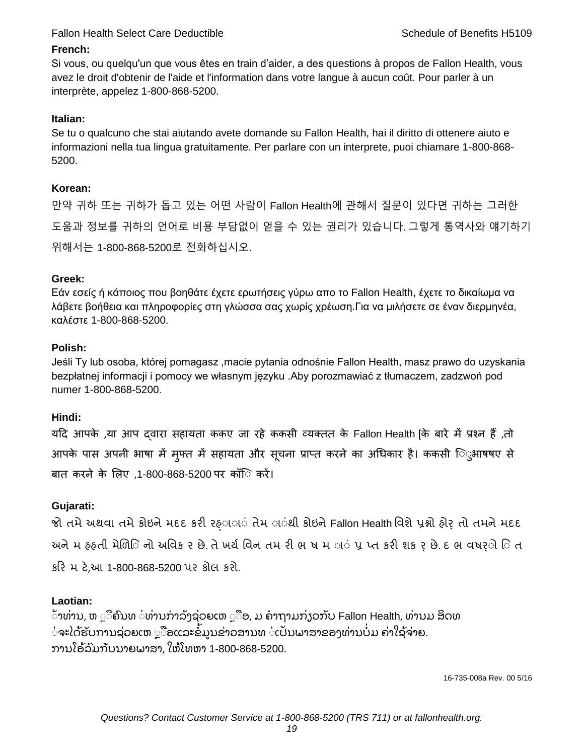**French:**

Si vous, ou quelqu'un que vous êtes en train d'aider, a des questions à propos de Fallon Health, vous avez le droit d'obtenir de l'aide et l'information dans votre langue à aucun coût. Pour parler à un interprète, appelez 1-800-868-5200.

**Italian:**

Se tu o qualcuno che stai aiutando avete domande su Fallon Health, hai il diritto di ottenere aiuto e informazioni nella tua lingua gratuitamente. Per parlare con un interprete, puoi chiamare 1-800-868-5200.

**Korean:**

만약 귀하 또는 귀하가 돕고 있는 어떤 사람이 Fallon Health에 관해서 질문이 있다면 귀하는 그러한 도움과 정보를 귀하의 언어로 비용 부담없이 얻을 수 있는 권리가 있습니다. 그렇게 통역사와 얘기하기 위해서는 1-800-868-5200로 전화하십시오.

**Greek:**

Εάν εσείς ή κάποιος που βοηθάτε έχετε ερωτήσεις γύρω απο το Fallon Health, έχετε το δικαίωμα να λάβετε βοήθεια και πληροφορίες στη γλώσσα σας χωρίς χρέωση.Για να μιλήσετε σε έναν διερμηνέα, καλέστε 1-800-868-5200.

**Polish:**

Jeśli Ty lub osoba, której pomagasz ,macie pytania odnośnie Fallon Health, masz prawo do uzyskania bezpłatnej informacji i pomocy we własnym języku .Aby porozmawiać z tłumaczem, zadzwoń pod numer 1-800-868-5200.

**Hindi:**

यदि आपके ,या आप द्वारा सहायता ककए जा रहे ककसी व्यक्तत के Fallon Health [के बारे में प्रश्न हैं ,तो आपके पास अपनी भाषा में मुफ्त में सहायता और सूचना प्राप्त करने का अधिकार है। ककसी िुभाषिए से बात करने के लिए ,1-800-868-5200 पर कॉि करें।

**Gujarati:**

જો તમે અથવા તમે કોઇને મદદ કરી રહ્યાં તેમ ાંથી કોઇને Fallon Health વિશે પ્રશ્નો હોર્ તો તમને મદદ અને મ હહતી મેળિિ નો અવિક ર છે. તે ખર્ચ વિન તમ રી ભ ષ મ ાં પ્ર પ્ત કરી શક ર્ છે. દ ભ વષર્ો િ ત કરિ મ ટે,આ 1-800-868-5200 પર કોલ કરો.

**Laotian:**

້າທ່ານ, ຫ ຼືຄົນທ ່ທ່ານກໍາລັງຊ່ວຍເຫ ຼືອ, ມ ຄໍາຖາມກ່ຽວກັບ Fallon Health, ທ່ານມ ສິດທ ່ຈະໄດ້ຮັບການຊ່ວຍເຫ ຼືອແລະຂໍ້ມູນຂ່າວສານທ ່ເປັນພາສາຂອງທ່ານບໍ່ມ ຄ່າໃຊ້ຈ່າຍ. ການໂອ້ລົມກັບນາຍພາສາ, ໃຫ້ໂທຫາ 1-800-868-5200.

16-735-008a Rev. 00 5/16